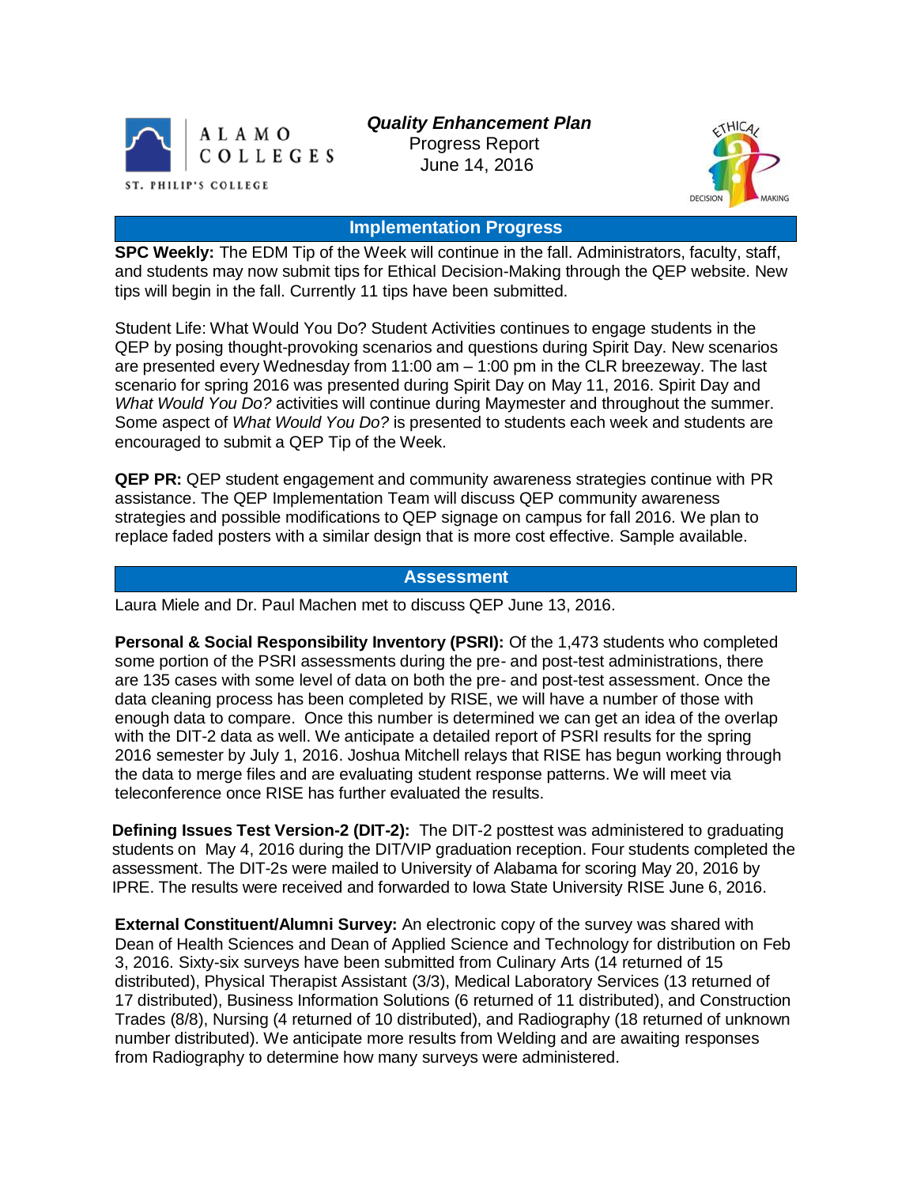ALAMO COLLEGES
ST. PHILIP'S COLLEGE

# *Quality Enhancement Plan*

Progress Report
June 14, 2016

## Implementation Progress

**SPC Weekly:** The EDM Tip of the Week will continue in the fall. Administrators, faculty, staff, and students may now submit tips for Ethical Decision-Making through the QEP website. New tips will begin in the fall. Currently 11 tips have been submitted.

Student Life: What Would You Do? Student Activities continues to engage students in the QEP by posing thought-provoking scenarios and questions during Spirit Day. New scenarios are presented every Wednesday from 11:00 am – 1:00 pm in the CLR breezeway. The last scenario for spring 2016 was presented during Spirit Day on May 11, 2016. Spirit Day and *What Would You Do?* activities will continue during Maymester and throughout the summer. Some aspect of *What Would You Do?* is presented to students each week and students are encouraged to submit a QEP Tip of the Week.

**QEP PR:** QEP student engagement and community awareness strategies continue with PR assistance. The QEP Implementation Team will discuss QEP community awareness strategies and possible modifications to QEP signage on campus for fall 2016. We plan to replace faded posters with a similar design that is more cost effective. Sample available.

## Assessment

Laura Miele and Dr. Paul Machen met to discuss QEP June 13, 2016.

**Personal & Social Responsibility Inventory (PSRI):** Of the 1,473 students who completed some portion of the PSRI assessments during the pre- and post-test administrations, there are 135 cases with some level of data on both the pre- and post-test assessment. Once the data cleaning process has been completed by RISE, we will have a number of those with enough data to compare. Once this number is determined we can get an idea of the overlap with the DIT-2 data as well. We anticipate a detailed report of PSRI results for the spring 2016 semester by July 1, 2016. Joshua Mitchell relays that RISE has begun working through the data to merge files and are evaluating student response patterns. We will meet via teleconference once RISE has further evaluated the results.

**Defining Issues Test Version-2 (DIT-2):** The DIT-2 posttest was administered to graduating students on May 4, 2016 during the DIT/VIP graduation reception. Four students completed the assessment. The DIT-2s were mailed to University of Alabama for scoring May 20, 2016 by IPRE. The results were received and forwarded to Iowa State University RISE June 6, 2016.

**External Constituent/Alumni Survey:** An electronic copy of the survey was shared with Dean of Health Sciences and Dean of Applied Science and Technology for distribution on Feb 3, 2016. Sixty-six surveys have been submitted from Culinary Arts (14 returned of 15 distributed), Physical Therapist Assistant (3/3), Medical Laboratory Services (13 returned of 17 distributed), Business Information Solutions (6 returned of 11 distributed), and Construction Trades (8/8), Nursing (4 returned of 10 distributed), and Radiography (18 returned of unknown number distributed). We anticipate more results from Welding and are awaiting responses from Radiography to determine how many surveys were administered.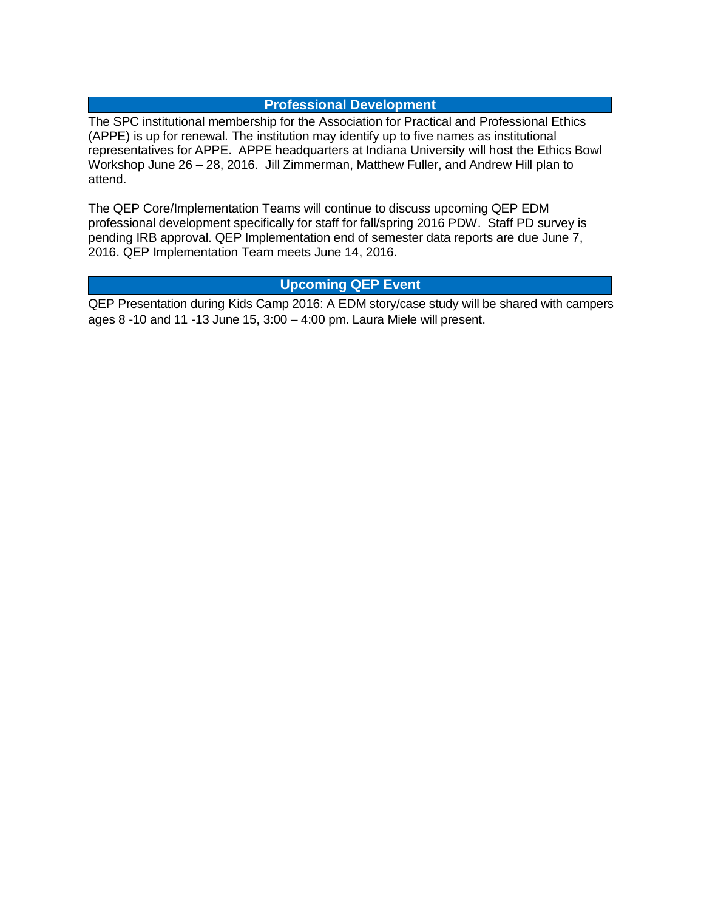## Professional Development

The SPC institutional membership for the Association for Practical and Professional Ethics (APPE) is up for renewal. The institution may identify up to five names as institutional representatives for APPE. APPE headquarters at Indiana University will host the Ethics Bowl Workshop June 26 – 28, 2016. Jill Zimmerman, Matthew Fuller, and Andrew Hill plan to attend.

The QEP Core/Implementation Teams will continue to discuss upcoming QEP EDM professional development specifically for staff for fall/spring 2016 PDW. Staff PD survey is pending IRB approval. QEP Implementation end of semester data reports are due June 7, 2016. QEP Implementation Team meets June 14, 2016.

## Upcoming QEP Event

QEP Presentation during Kids Camp 2016: A EDM story/case study will be shared with campers ages 8 -10 and 11 -13 June 15, 3:00 – 4:00 pm. Laura Miele will present.